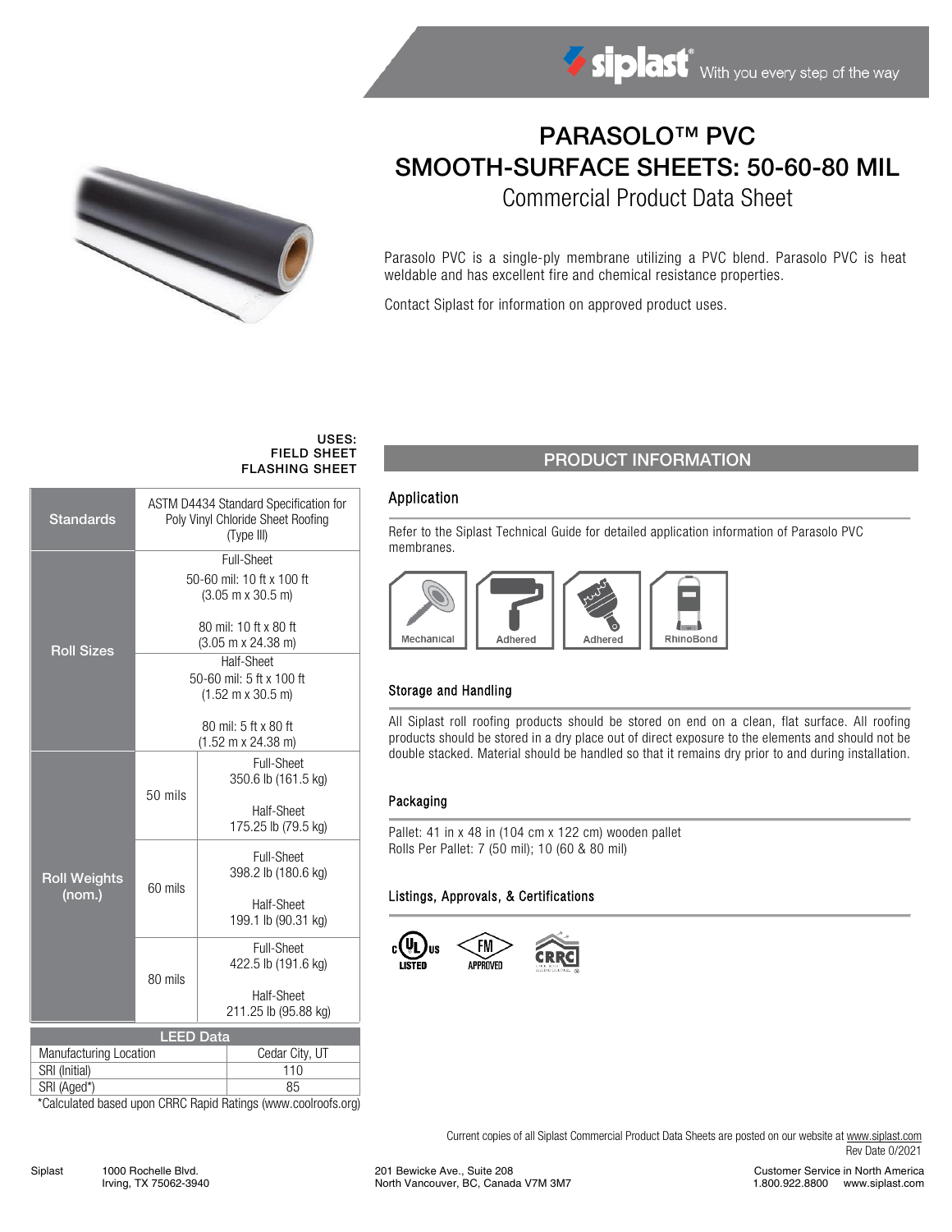# PARASOLO™ PVC SMOOTH-SURFACE SHEETS: 50-60-80 MIL

## Commercial Product Data Sheet

Parasolo PVC is a single-ply membrane utilizing a PVC blend. Parasolo PVC is heat weldable and has excellent fire and chemical resistance properties.

Contact Siplast for information on approved product uses.

**USES:**
**FIELD SHEET**
**FLASHING SHEET**

| | | |
|---|---|---|
| Standards | ASTM D4434 Standard Specification for Poly Vinyl Chloride Sheet Roofing (Type III) | |
| Roll Sizes | Full-Sheet<br>50-60 mil: 10 ft x 100 ft (3.05 m x 30.5 m)<br>80 mil: 10 ft x 80 ft (3.05 m x 24.38 m) | |
| | Half-Sheet<br>50-60 mil: 5 ft x 100 ft (1.52 m x 30.5 m)<br>80 mil: 5 ft x 80 ft (1.52 m x 24.38 m) | |
| Roll Weights (nom.) | 50 mils | Full-Sheet 350.6 lb (161.5 kg)<br>Half-Sheet 175.25 lb (79.5 kg) |
| | 60 mils | Full-Sheet 398.2 lb (180.6 kg)<br>Half-Sheet 199.1 lb (90.31 kg) |
| | 80 mils | Full-Sheet 422.5 lb (191.6 kg)<br>Half-Sheet 211.25 lb (95.88 kg) |

| LEED Data | |
|---|---|
| Manufacturing Location | Cedar City, UT |
| SRI (Initial) | 110 |
| SRI (Aged*) | 85 |

*Calculated based upon CRRC Rapid Ratings (www.coolroofs.org)

## PRODUCT INFORMATION

### Application

Refer to the Siplast Technical Guide for detailed application information of Parasolo PVC membranes.

Mechanical | Adhered | Adhered | RhinoBond

### Storage and Handling

All Siplast roll roofing products should be stored on end on a clean, flat surface. All roofing products should be stored in a dry place out of direct exposure to the elements and should not be double stacked. Material should be handled so that it remains dry prior to and during installation.

### Packaging

Pallet: 41 in x 48 in (104 cm x 122 cm) wooden pallet
Rolls Per Pallet: 7 (50 mil); 10 (60 & 80 mil)

### Listings, Approvals, & Certifications

c UL us LISTED | FM APPROVED | CRRC

Current copies of all Siplast Commercial Product Data Sheets are posted on our website at www.siplast.com
Rev Date 0/2021

Siplast 1000 Rochelle Blvd. Irving, TX 75062-3940 | 201 Bewicke Ave., Suite 208 North Vancouver, BC, Canada V7M 3M7 | Customer Service in North America 1.800.922.8800 www.siplast.com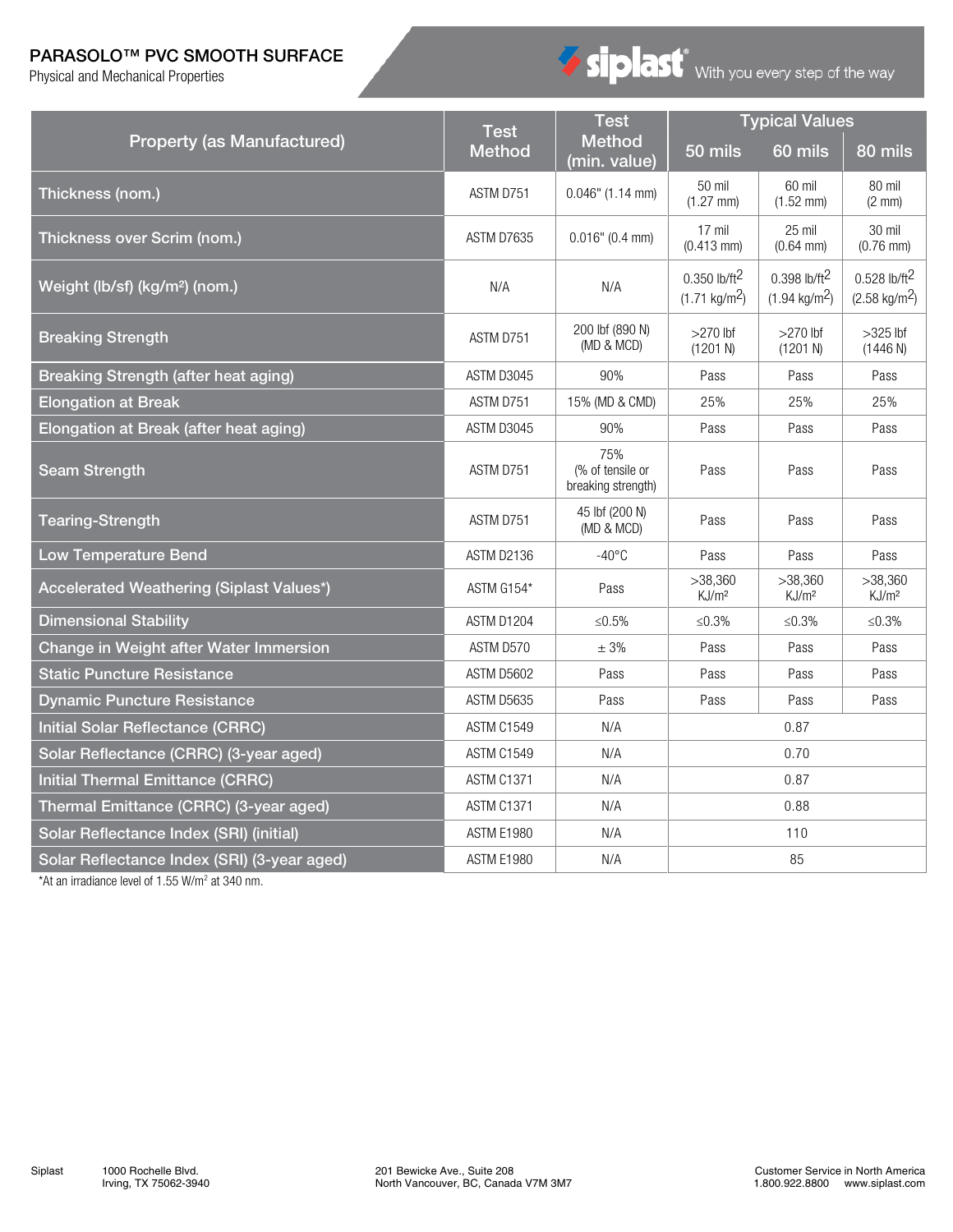# PARASOLO™ PVC SMOOTH SURFACE

Physical and Mechanical Properties

siplast With you every step of the way

| Property (as Manufactured) | Test Method | Test Method (min. value) | Typical Values | | |
|---|---|---|---|---|---|
| | | | 50 mils | 60 mils | 80 mils |
| Thickness (nom.) | ASTM D751 | 0.046" (1.14 mm) | 50 mil (1.27 mm) | 60 mil (1.52 mm) | 80 mil (2 mm) |
| Thickness over Scrim (nom.) | ASTM D7635 | 0.016" (0.4 mm) | 17 mil (0.413 mm) | 25 mil (0.64 mm) | 30 mil (0.76 mm) |
| Weight (lb/sf) (kg/m²) (nom.) | N/A | N/A | 0.350 lb/ft² (1.71 kg/m²) | 0.398 lb/ft² (1.94 kg/m²) | 0.528 lb/ft² (2.58 kg/m²) |
| Breaking Strength | ASTM D751 | 200 lbf (890 N) (MD & MCD) | >270 lbf (1201 N) | >270 lbf (1201 N) | >325 lbf (1446 N) |
| Breaking Strength (after heat aging) | ASTM D3045 | 90% | Pass | Pass | Pass |
| Elongation at Break | ASTM D751 | 15% (MD & CMD) | 25% | 25% | 25% |
| Elongation at Break (after heat aging) | ASTM D3045 | 90% | Pass | Pass | Pass |
| Seam Strength | ASTM D751 | 75% (% of tensile or breaking strength) | Pass | Pass | Pass |
| Tearing-Strength | ASTM D751 | 45 lbf (200 N) (MD & MCD) | Pass | Pass | Pass |
| Low Temperature Bend | ASTM D2136 | -40°C | Pass | Pass | Pass |
| Accelerated Weathering (Siplast Values*) | ASTM G154* | Pass | >38,360 KJ/m² | >38,360 KJ/m² | >38,360 KJ/m² |
| Dimensional Stability | ASTM D1204 | ≤0.5% | ≤0.3% | ≤0.3% | ≤0.3% |
| Change in Weight after Water Immersion | ASTM D570 | ± 3% | Pass | Pass | Pass |
| Static Puncture Resistance | ASTM D5602 | Pass | Pass | Pass | Pass |
| Dynamic Puncture Resistance | ASTM D5635 | Pass | Pass | Pass | Pass |
| Initial Solar Reflectance (CRRC) | ASTM C1549 | N/A | 0.87 | | |
| Solar Reflectance (CRRC) (3-year aged) | ASTM C1549 | N/A | 0.70 | | |
| Initial Thermal Emittance (CRRC) | ASTM C1371 | N/A | 0.87 | | |
| Thermal Emittance (CRRC) (3-year aged) | ASTM C1371 | N/A | 0.88 | | |
| Solar Reflectance Index (SRI) (initial) | ASTM E1980 | N/A | 110 | | |
| Solar Reflectance Index (SRI) (3-year aged) | ASTM E1980 | N/A | 85 | | |

*At an irradiance level of 1.55 W/m² at 340 nm.

Siplast
1000 Rochelle Blvd.
Irving, TX 75062-3940

201 Bewicke Ave., Suite 208
North Vancouver, BC, Canada V7M 3M7

Customer Service in North America
1.800.922.8800 www.siplast.com